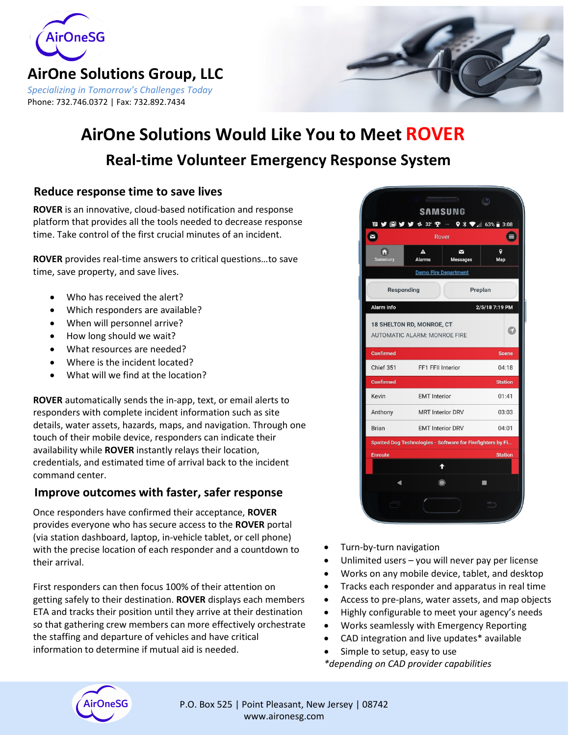AirOneSG

# AirOne Solutions Group, LLC

*Specializing in Tomorrow's Challenges Today*

Phone: 732.746.0372 | Fax: 732.892.7434

# AirOne Solutions Would Like You to Meet ROVER

## Real-time Volunteer Emergency Response System

### Reduce response time to save lives

**ROVER** is an innovative, cloud-based notification and response platform that provides all the tools needed to decrease response time. Take control of the first crucial minutes of an incident.

**ROVER** provides real-time answers to critical questions…to save time, save property, and save lives.

- Who has received the alert?
- Which responders are available?
- When will personnel arrive?
- How long should we wait?
- What resources are needed?
- Where is the incident located?
- What will we find at the location?

**ROVER** automatically sends the in-app, text, or email alerts to responders with complete incident information such as site details, water assets, hazards, maps, and navigation. Through one touch of their mobile device, responders can indicate their availability while **ROVER** instantly relays their location, credentials, and estimated time of arrival back to the incident command center.

### Improve outcomes with faster, safer response

Once responders have confirmed their acceptance, **ROVER** provides everyone who has secure access to the **ROVER** portal (via station dashboard, laptop, in-vehicle tablet, or cell phone) with the precise location of each responder and a countdown to their arrival.

First responders can then focus 100% of their attention on getting safely to their destination. **ROVER** displays each members ETA and tracks their position until they arrive at their destination so that gathering crew members can more effectively orchestrate the staffing and departure of vehicles and have critical information to determine if mutual aid is needed.

- Turn-by-turn navigation
- Unlimited users – you will never pay per license
- Works on any mobile device, tablet, and desktop
- Tracks each responder and apparatus in real time
- Access to pre-plans, water assets, and map objects
- Highly configurable to meet your agency's needs
- Works seamlessly with Emergency Reporting
- CAD integration and live updates* available
- Simple to setup, easy to use

*\*depending on CAD provider capabilities*

P.O. Box 525 | Point Pleasant, New Jersey | 08742
www.aironesg.com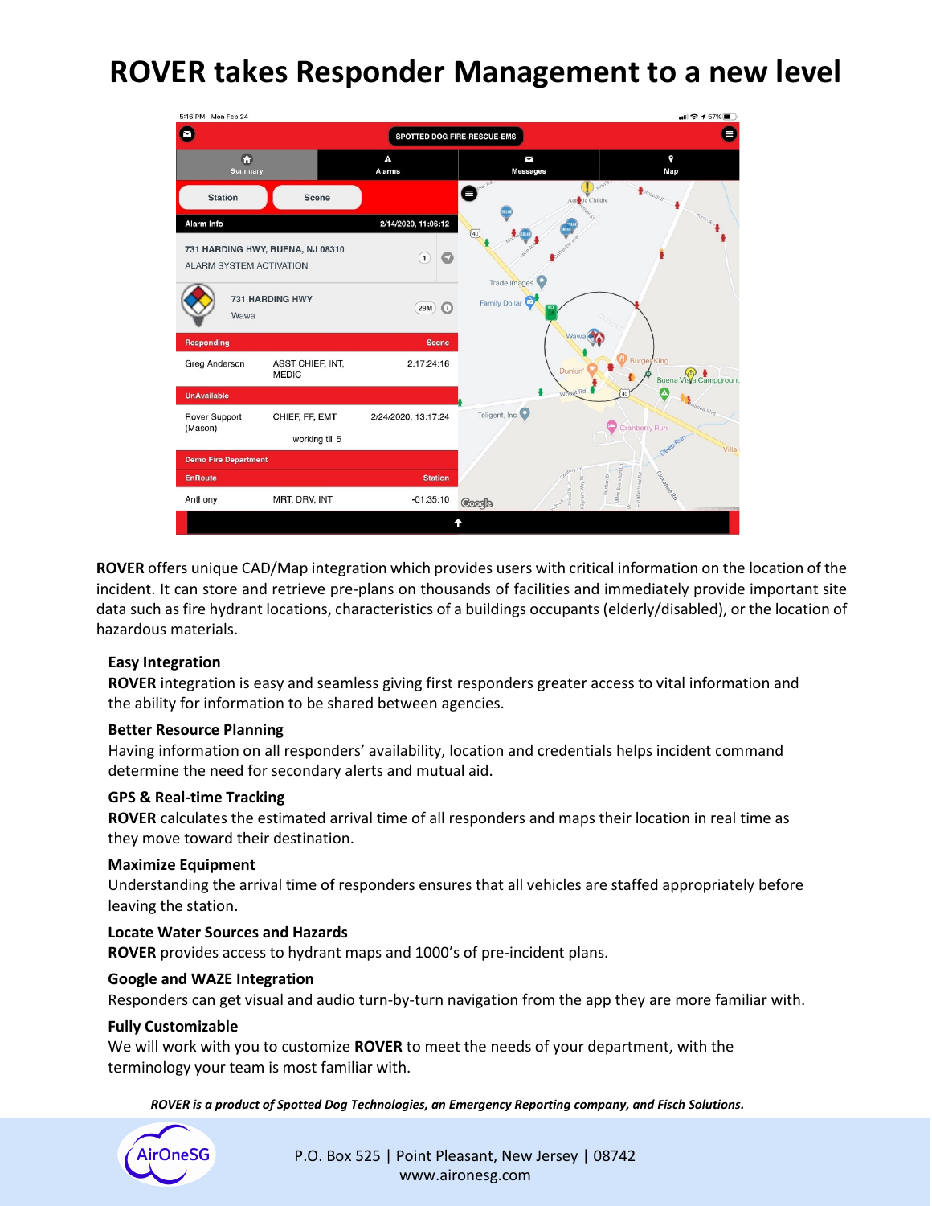# ROVER takes Responder Management to a new level

**ROVER** offers unique CAD/Map integration which provides users with critical information on the location of the incident. It can store and retrieve pre-plans on thousands of facilities and immediately provide important site data such as fire hydrant locations, characteristics of a buildings occupants (elderly/disabled), or the location of hazardous materials.

### Easy Integration

**ROVER** integration is easy and seamless giving first responders greater access to vital information and the ability for information to be shared between agencies.

### Better Resource Planning

Having information on all responders' availability, location and credentials helps incident command determine the need for secondary alerts and mutual aid.

### GPS & Real-time Tracking

**ROVER** calculates the estimated arrival time of all responders and maps their location in real time as they move toward their destination.

### Maximize Equipment

Understanding the arrival time of responders ensures that all vehicles are staffed appropriately before leaving the station.

### Locate Water Sources and Hazards

**ROVER** provides access to hydrant maps and 1000's of pre-incident plans.

### Google and WAZE Integration

Responders can get visual and audio turn-by-turn navigation from the app they are more familiar with.

### Fully Customizable

We will work with you to customize **ROVER** to meet the needs of your department, with the terminology your team is most familiar with.

***ROVER is a product of Spotted Dog Technologies, an Emergency Reporting company, and Fisch Solutions.***

AirOneSG

P.O. Box 525 | Point Pleasant, New Jersey | 08742
www.aironesg.com